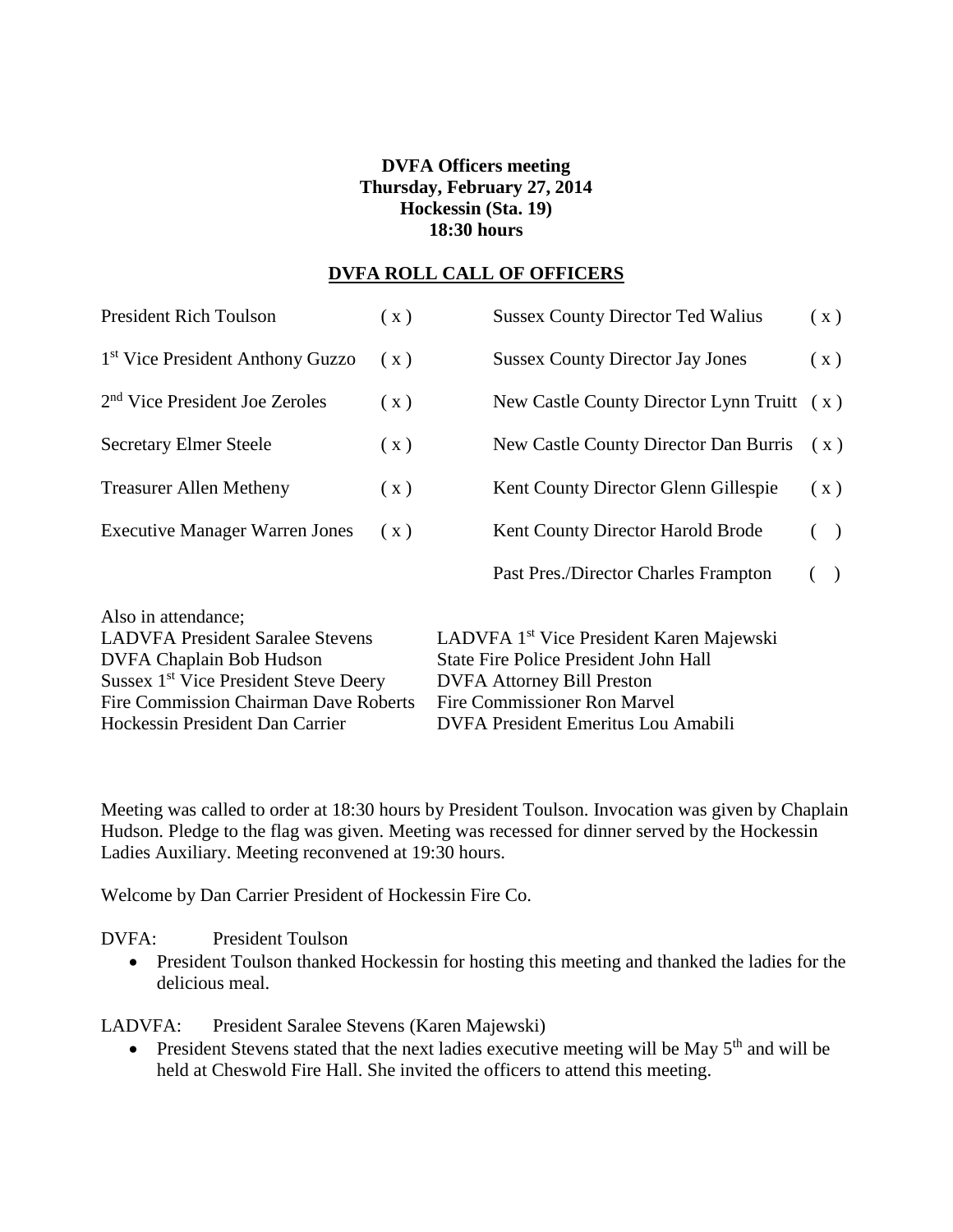**DVFA Officers meeting**
**Thursday, February 27, 2014**
**Hockessin (Sta. 19)**
**18:30 hours**

## DVFA ROLL CALL OF OFFICERS

| | | | |
|---|---|---|---|
| President Rich Toulson | ( x ) | Sussex County Director Ted Walius | ( x ) |
| 1st Vice President Anthony Guzzo | ( x ) | Sussex County Director Jay Jones | ( x ) |
| 2nd Vice President Joe Zeroles | ( x ) | New Castle County Director Lynn Truitt | ( x ) |
| Secretary Elmer Steele | ( x ) | New Castle County Director Dan Burris | ( x ) |
| Treasurer Allen Metheny | ( x ) | Kent County Director Glenn Gillespie | ( x ) |
| Executive Manager Warren Jones | ( x ) | Kent County Director Harold Brode | (  ) |
| | | Past Pres./Director Charles Frampton | (  ) |

Also in attendance;

| | |
|---|---|
| LADVFA President Saralee Stevens | LADVFA 1st Vice President Karen Majewski |
| DVFA Chaplain Bob Hudson | State Fire Police President John Hall |
| Sussex 1st Vice President Steve Deery | DVFA Attorney Bill Preston |
| Fire Commission Chairman Dave Roberts | Fire Commissioner Ron Marvel |
| Hockessin President Dan Carrier | DVFA President Emeritus Lou Amabili |

Meeting was called to order at 18:30 hours by President Toulson. Invocation was given by Chaplain Hudson. Pledge to the flag was given. Meeting was recessed for dinner served by the Hockessin Ladies Auxiliary. Meeting reconvened at 19:30 hours.

Welcome by Dan Carrier President of Hockessin Fire Co.

DVFA: President Toulson

- President Toulson thanked Hockessin for hosting this meeting and thanked the ladies for the delicious meal.

LADVFA: President Saralee Stevens (Karen Majewski)

- President Stevens stated that the next ladies executive meeting will be May 5th and will be held at Cheswold Fire Hall. She invited the officers to attend this meeting.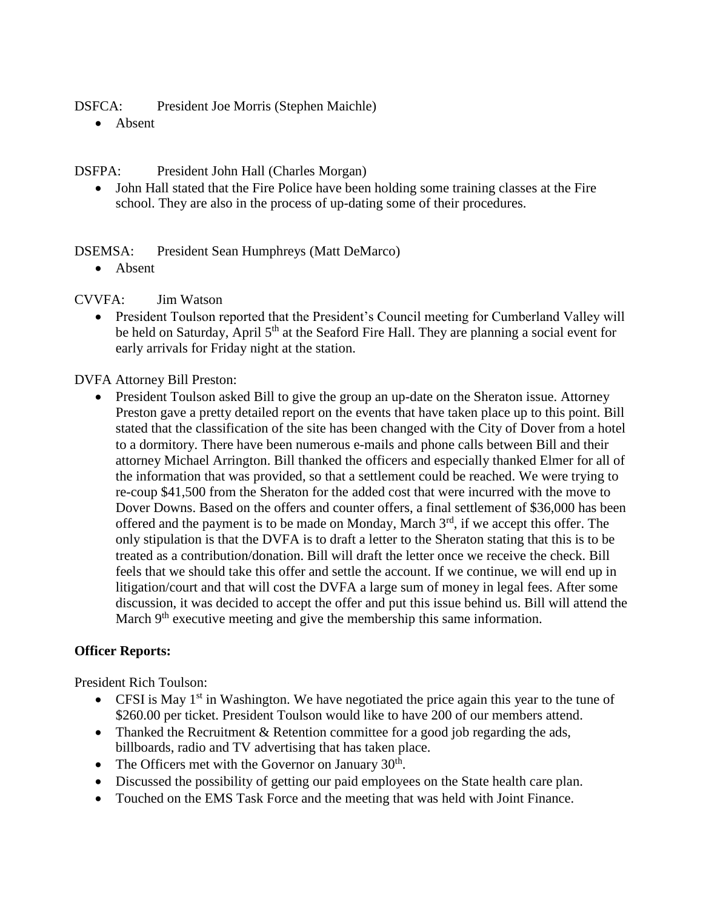DSFCA: President Joe Morris (Stephen Maichle)

- Absent

DSFPA: President John Hall (Charles Morgan)

- John Hall stated that the Fire Police have been holding some training classes at the Fire school. They are also in the process of up-dating some of their procedures.

DSEMSA: President Sean Humphreys (Matt DeMarco)

- Absent

CVVFA: Jim Watson

- President Toulson reported that the President's Council meeting for Cumberland Valley will be held on Saturday, April 5th at the Seaford Fire Hall. They are planning a social event for early arrivals for Friday night at the station.

DVFA Attorney Bill Preston:

- President Toulson asked Bill to give the group an up-date on the Sheraton issue. Attorney Preston gave a pretty detailed report on the events that have taken place up to this point. Bill stated that the classification of the site has been changed with the City of Dover from a hotel to a dormitory. There have been numerous e-mails and phone calls between Bill and their attorney Michael Arrington. Bill thanked the officers and especially thanked Elmer for all of the information that was provided, so that a settlement could be reached. We were trying to re-coup $41,500 from the Sheraton for the added cost that were incurred with the move to Dover Downs. Based on the offers and counter offers, a final settlement of $36,000 has been offered and the payment is to be made on Monday, March 3rd, if we accept this offer. The only stipulation is that the DVFA is to draft a letter to the Sheraton stating that this is to be treated as a contribution/donation. Bill will draft the letter once we receive the check. Bill feels that we should take this offer and settle the account. If we continue, we will end up in litigation/court and that will cost the DVFA a large sum of money in legal fees. After some discussion, it was decided to accept the offer and put this issue behind us. Bill will attend the March 9th executive meeting and give the membership this same information.

**Officer Reports:**

President Rich Toulson:

- CFSI is May 1st in Washington. We have negotiated the price again this year to the tune of $260.00 per ticket. President Toulson would like to have 200 of our members attend.
- Thanked the Recruitment & Retention committee for a good job regarding the ads, billboards, radio and TV advertising that has taken place.
- The Officers met with the Governor on January 30th.
- Discussed the possibility of getting our paid employees on the State health care plan.
- Touched on the EMS Task Force and the meeting that was held with Joint Finance.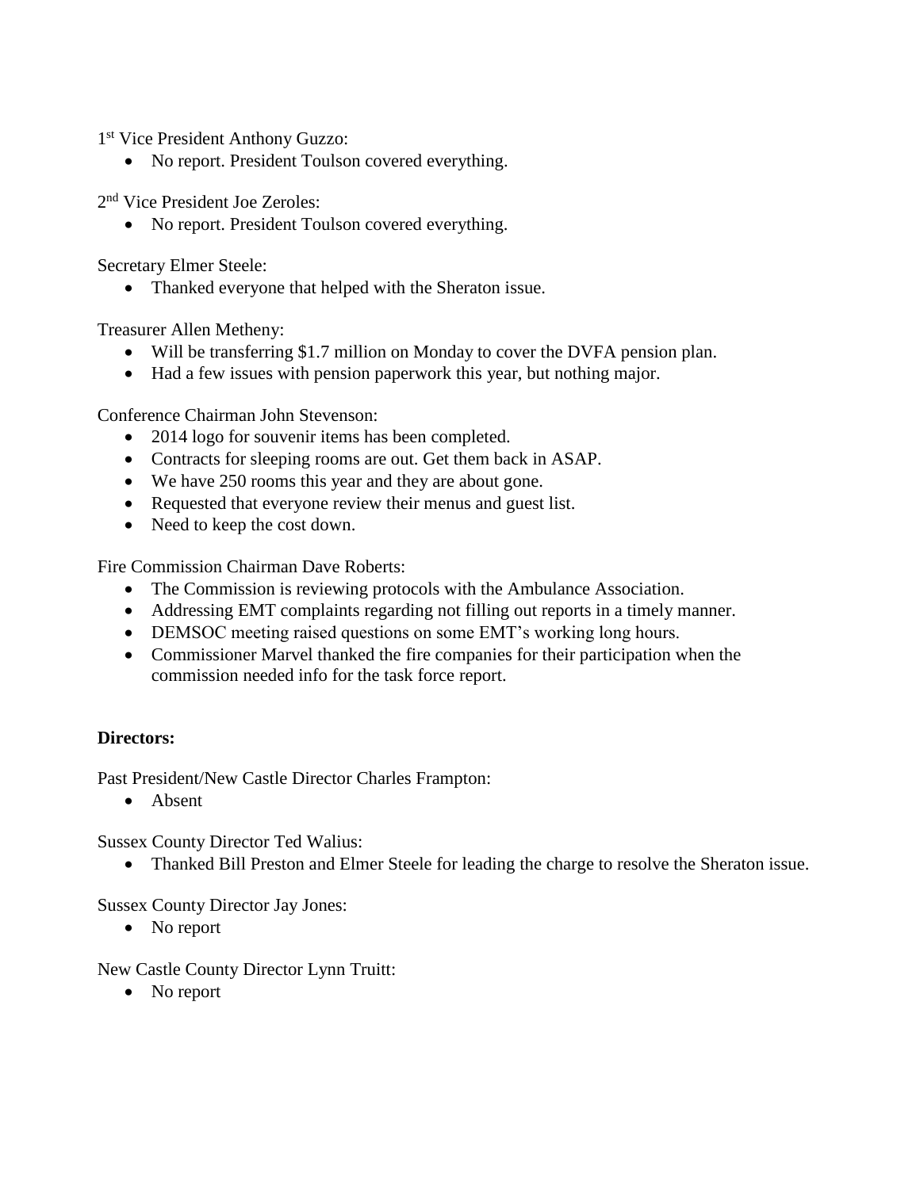1st Vice President Anthony Guzzo:

- No report. President Toulson covered everything.

2nd Vice President Joe Zeroles:

- No report. President Toulson covered everything.

Secretary Elmer Steele:

- Thanked everyone that helped with the Sheraton issue.

Treasurer Allen Metheny:

- Will be transferring $1.7 million on Monday to cover the DVFA pension plan.
- Had a few issues with pension paperwork this year, but nothing major.

Conference Chairman John Stevenson:

- 2014 logo for souvenir items has been completed.
- Contracts for sleeping rooms are out. Get them back in ASAP.
- We have 250 rooms this year and they are about gone.
- Requested that everyone review their menus and guest list.
- Need to keep the cost down.

Fire Commission Chairman Dave Roberts:

- The Commission is reviewing protocols with the Ambulance Association.
- Addressing EMT complaints regarding not filling out reports in a timely manner.
- DEMSOC meeting raised questions on some EMT's working long hours.
- Commissioner Marvel thanked the fire companies for their participation when the commission needed info for the task force report.

**Directors:**

Past President/New Castle Director Charles Frampton:

- Absent

Sussex County Director Ted Walius:

- Thanked Bill Preston and Elmer Steele for leading the charge to resolve the Sheraton issue.

Sussex County Director Jay Jones:

- No report

New Castle County Director Lynn Truitt:

- No report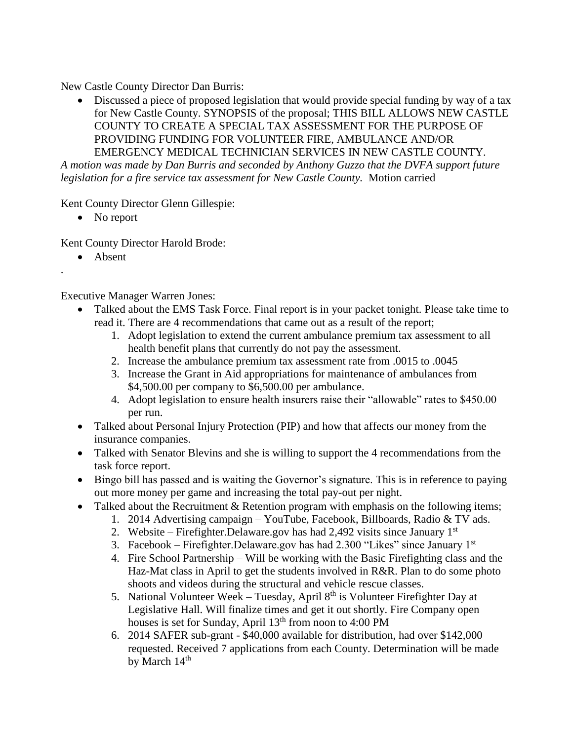New Castle County Director Dan Burris:

- Discussed a piece of proposed legislation that would provide special funding by way of a tax for New Castle County. SYNOPSIS of the proposal; THIS BILL ALLOWS NEW CASTLE COUNTY TO CREATE A SPECIAL TAX ASSESSMENT FOR THE PURPOSE OF PROVIDING FUNDING FOR VOLUNTEER FIRE, AMBULANCE AND/OR EMERGENCY MEDICAL TECHNICIAN SERVICES IN NEW CASTLE COUNTY.

*A motion was made by Dan Burris and seconded by Anthony Guzzo that the DVFA support future legislation for a fire service tax assessment for New Castle County.* Motion carried

Kent County Director Glenn Gillespie:

- No report

Kent County Director Harold Brode:

- Absent

.

Executive Manager Warren Jones:

- Talked about the EMS Task Force. Final report is in your packet tonight. Please take time to read it. There are 4 recommendations that came out as a result of the report;
  1. Adopt legislation to extend the current ambulance premium tax assessment to all health benefit plans that currently do not pay the assessment.
  2. Increase the ambulance premium tax assessment rate from .0015 to .0045
  3. Increase the Grant in Aid appropriations for maintenance of ambulances from $4,500.00 per company to $6,500.00 per ambulance.
  4. Adopt legislation to ensure health insurers raise their "allowable" rates to $450.00 per run.
- Talked about Personal Injury Protection (PIP) and how that affects our money from the insurance companies.
- Talked with Senator Blevins and she is willing to support the 4 recommendations from the task force report.
- Bingo bill has passed and is waiting the Governor's signature. This is in reference to paying out more money per game and increasing the total pay-out per night.
- Talked about the Recruitment & Retention program with emphasis on the following items;
  1. 2014 Advertising campaign – YouTube, Facebook, Billboards, Radio & TV ads.
  2. Website – Firefighter.Delaware.gov has had 2,492 visits since January 1st
  3. Facebook – Firefighter.Delaware.gov has had 2.300 "Likes" since January 1st
  4. Fire School Partnership – Will be working with the Basic Firefighting class and the Haz-Mat class in April to get the students involved in R&R. Plan to do some photo shoots and videos during the structural and vehicle rescue classes.
  5. National Volunteer Week – Tuesday, April 8th is Volunteer Firefighter Day at Legislative Hall. Will finalize times and get it out shortly. Fire Company open houses is set for Sunday, April 13th from noon to 4:00 PM
  6. 2014 SAFER sub-grant - $40,000 available for distribution, had over $142,000 requested. Received 7 applications from each County. Determination will be made by March 14th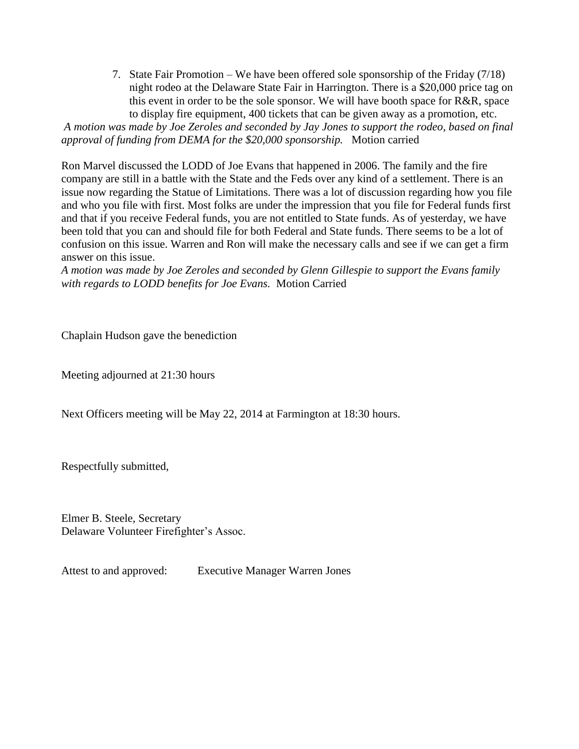7. State Fair Promotion – We have been offered sole sponsorship of the Friday (7/18) night rodeo at the Delaware State Fair in Harrington. There is a $20,000 price tag on this event in order to be the sole sponsor. We will have booth space for R&R, space to display fire equipment, 400 tickets that can be given away as a promotion, etc.

*A motion was made by Joe Zeroles and seconded by Jay Jones to support the rodeo, based on final approval of funding from DEMA for the $20,000 sponsorship.* Motion carried

Ron Marvel discussed the LODD of Joe Evans that happened in 2006. The family and the fire company are still in a battle with the State and the Feds over any kind of a settlement. There is an issue now regarding the Statue of Limitations. There was a lot of discussion regarding how you file and who you file with first. Most folks are under the impression that you file for Federal funds first and that if you receive Federal funds, you are not entitled to State funds. As of yesterday, we have been told that you can and should file for both Federal and State funds. There seems to be a lot of confusion on this issue. Warren and Ron will make the necessary calls and see if we can get a firm answer on this issue.

*A motion was made by Joe Zeroles and seconded by Glenn Gillespie to support the Evans family with regards to LODD benefits for Joe Evans.* Motion Carried

Chaplain Hudson gave the benediction

Meeting adjourned at 21:30 hours

Next Officers meeting will be May 22, 2014 at Farmington at 18:30 hours.

Respectfully submitted,

Elmer B. Steele, Secretary
Delaware Volunteer Firefighter's Assoc.

Attest to and approved: Executive Manager Warren Jones